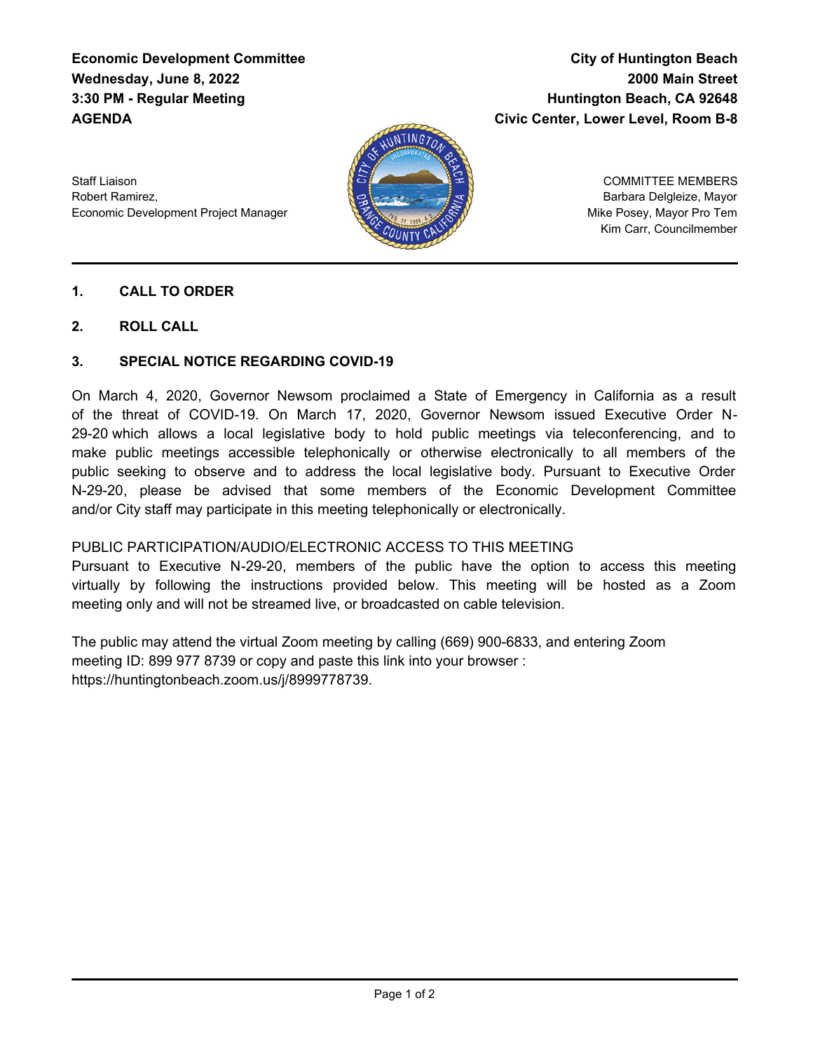**Economic Development Committee**
**Wednesday, June 8, 2022**
**3:30 PM - Regular Meeting**
**AGENDA**

**City of Huntington Beach**
**2000 Main Street**
**Huntington Beach, CA 92648**
**Civic Center, Lower Level, Room B-8**

Staff Liaison
Robert Ramirez,
Economic Development Project Manager

COMMITTEE MEMBERS
Barbara Delgleize, Mayor
Mike Posey, Mayor Pro Tem
Kim Carr, Councilmember

## 1. CALL TO ORDER

## 2. ROLL CALL

## 3. SPECIAL NOTICE REGARDING COVID-19

On March 4, 2020, Governor Newsom proclaimed a State of Emergency in California as a result of the threat of COVID-19. On March 17, 2020, Governor Newsom issued Executive Order N-29-20 which allows a local legislative body to hold public meetings via teleconferencing, and to make public meetings accessible telephonically or otherwise electronically to all members of the public seeking to observe and to address the local legislative body. Pursuant to Executive Order N-29-20, please be advised that some members of the Economic Development Committee and/or City staff may participate in this meeting telephonically or electronically.

PUBLIC PARTICIPATION/AUDIO/ELECTRONIC ACCESS TO THIS MEETING
Pursuant to Executive N-29-20, members of the public have the option to access this meeting virtually by following the instructions provided below. This meeting will be hosted as a Zoom meeting only and will not be streamed live, or broadcasted on cable television.

The public may attend the virtual Zoom meeting by calling (669) 900-6833, and entering Zoom meeting ID: 899 977 8739 or copy and paste this link into your browser : https://huntingtonbeach.zoom.us/j/8999778739.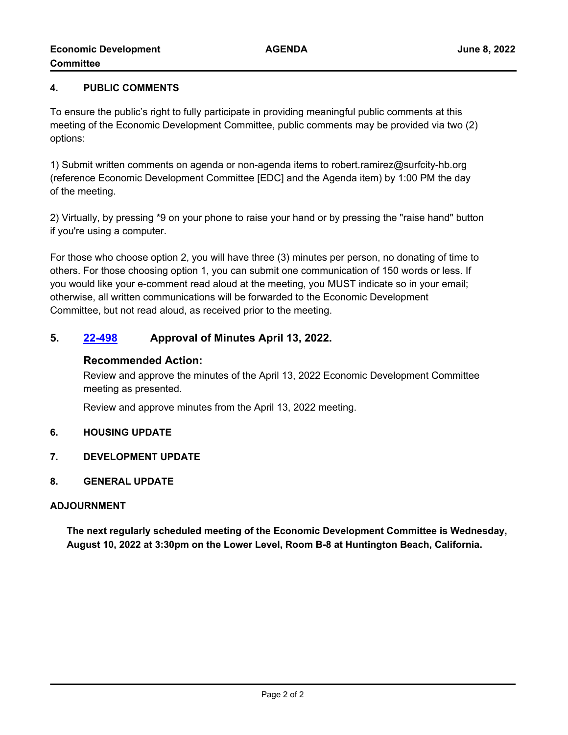## 4. PUBLIC COMMENTS

To ensure the public's right to fully participate in providing meaningful public comments at this meeting of the Economic Development Committee, public comments may be provided via two (2) options:

1) Submit written comments on agenda or non-agenda items to robert.ramirez@surfcity-hb.org (reference Economic Development Committee [EDC] and the Agenda item) by 1:00 PM the day of the meeting.

2) Virtually, by pressing *9 on your phone to raise your hand or by pressing the "raise hand" button if you're using a computer.

For those who choose option 2, you will have three (3) minutes per person, no donating of time to others. For those choosing option 1, you can submit one communication of 150 words or less. If you would like your e-comment read aloud at the meeting, you MUST indicate so in your email; otherwise, all written communications will be forwarded to the Economic Development Committee, but not read aloud, as received prior to the meeting.

## 5. 22-498 Approval of Minutes April 13, 2022.

### Recommended Action:

Review and approve the minutes of the April 13, 2022 Economic Development Committee meeting as presented.

Review and approve minutes from the April 13, 2022 meeting.

## 6. HOUSING UPDATE

## 7. DEVELOPMENT UPDATE

## 8. GENERAL UPDATE

## ADJOURNMENT

**The next regularly scheduled meeting of the Economic Development Committee is Wednesday, August 10, 2022 at 3:30pm on the Lower Level, Room B-8 at Huntington Beach, California.**